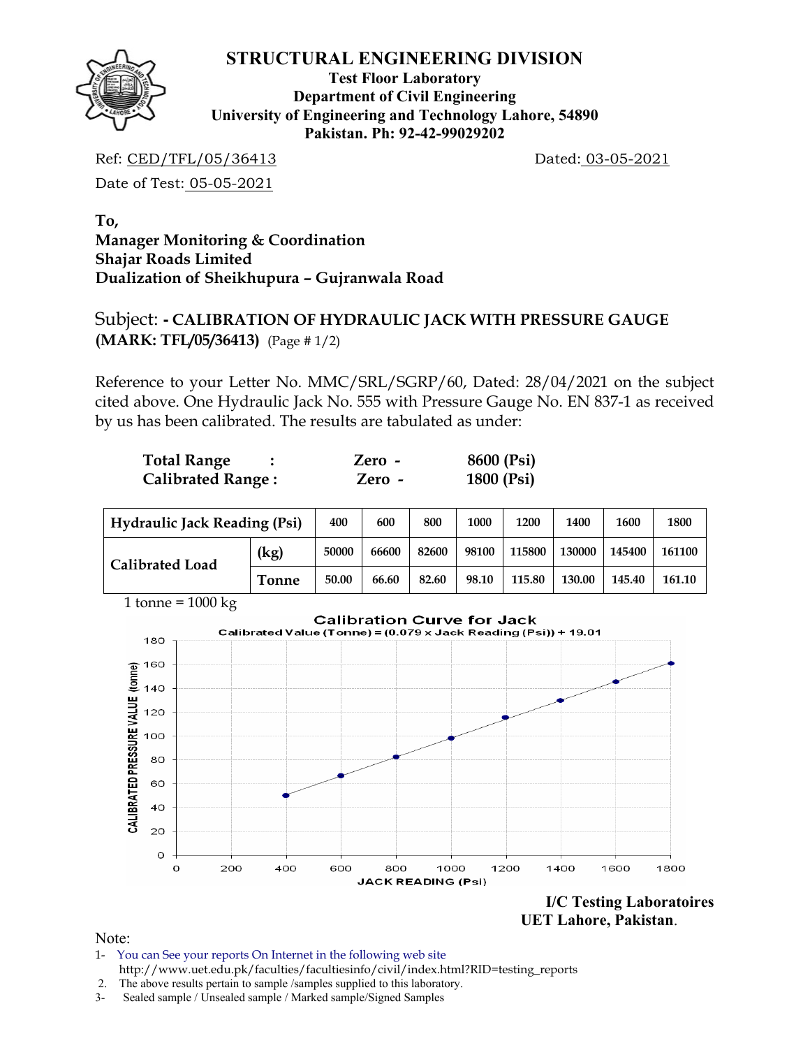# STRUCTURAL ENGINEERING DIVISION

**Test Floor Laboratory**
**Department of Civil Engineering**
**University of Engineering and Technology Lahore, 54890**
**Pakistan. Ph: 92-42-99029202**

Ref: CED/TFL/05/36413 Dated: 03-05-2021

Date of Test: 05-05-2021

**To,**
**Manager Monitoring & Coordination**
**Shajar Roads Limited**
**Dualization of Sheikhupura – Gujranwala Road**

Subject: **- CALIBRATION OF HYDRAULIC JACK WITH PRESSURE GAUGE (MARK: TFL/05/36413)** (Page # 1/2)

Reference to your Letter No. MMC/SRL/SGRP/60, Dated: 28/04/2021 on the subject cited above. One Hydraulic Jack No. 555 with Pressure Gauge No. EN 837-1 as received by us has been calibrated. The results are tabulated as under:

| | | | |
|---|---|---|---|
| **Total Range** | **:** | **Zero -** | **8600 (Psi)** |
| **Calibrated Range :** | | **Zero -** | **1800 (Psi)** |

| Hydraulic Jack Reading (Psi) | | 400 | 600 | 800 | 1000 | 1200 | 1400 | 1600 | 1800 |
|---|---|---|---|---|---|---|---|---|---|
| Calibrated Load | (kg) | 50000 | 66600 | 82600 | 98100 | 115800 | 130000 | 145400 | 161100 |
| | Tonne | 50.00 | 66.60 | 82.60 | 98.10 | 115.80 | 130.00 | 145.40 | 161.10 |

1 tonne = 1000 kg

**Calibration Curve for Jack**
Calibrated Value (Tonne) = (0.079 x Jack Reading (Psi)) + 19.01

**I/C Testing Laboratoires**
**UET Lahore, Pakistan**.

Note:

1- You can See your reports On Internet in the following web site http://www.uet.edu.pk/faculties/facultiesinfo/civil/index.html?RID=testing_reports
2. The above results pertain to sample /samples supplied to this laboratory.
3- Sealed sample / Unsealed sample / Marked sample/Signed Samples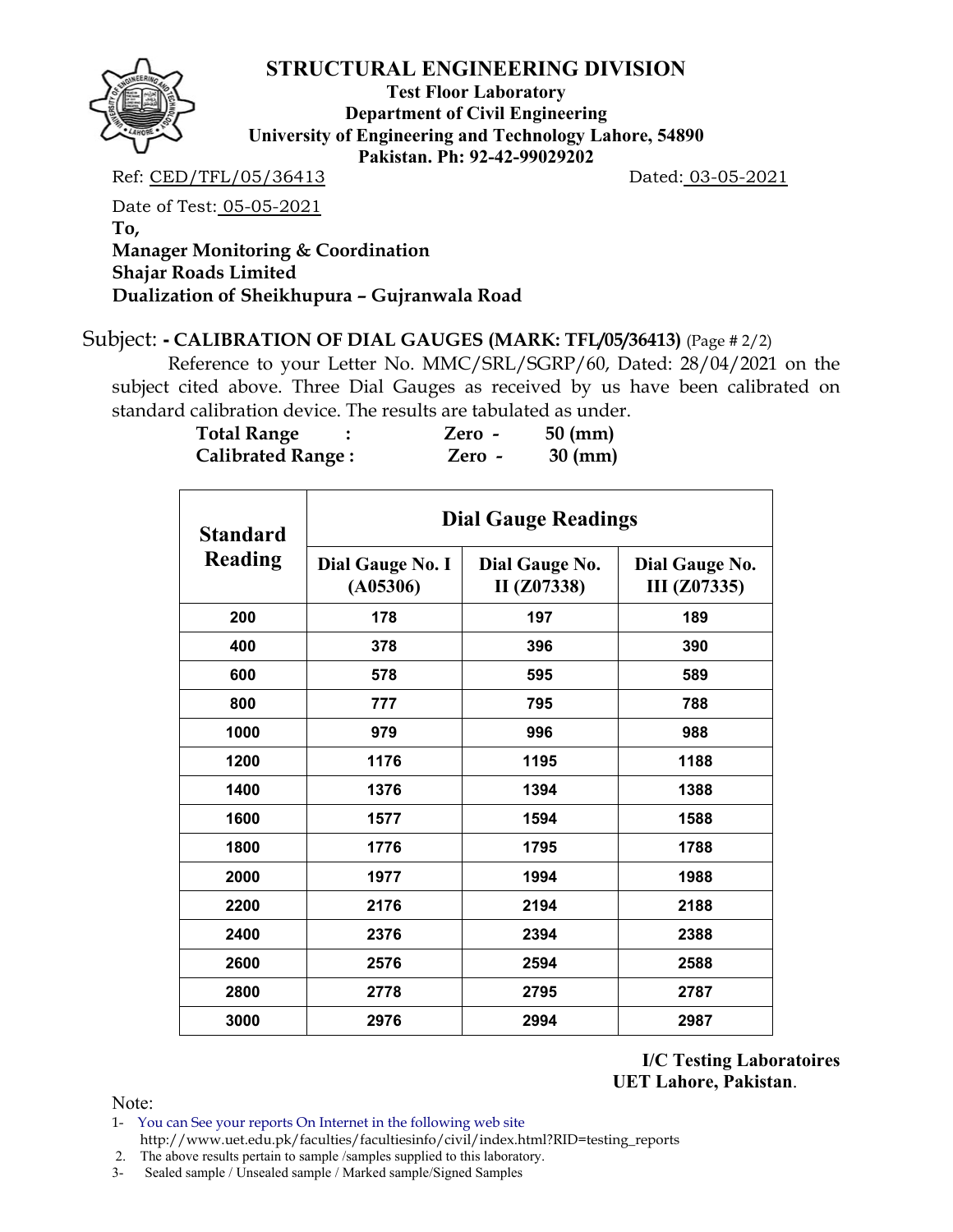# STRUCTURAL ENGINEERING DIVISION

**Test Floor Laboratory**
**Department of Civil Engineering**
**University of Engineering and Technology Lahore, 54890**
**Pakistan. Ph: 92-42-99029202**

Ref: CED/TFL/05/36413 Dated: 03-05-2021

Date of Test: 05-05-2021

**To,**
**Manager Monitoring & Coordination**
**Shajar Roads Limited**
**Dualization of Sheikhupura – Gujranwala Road**

Subject: **- CALIBRATION OF DIAL GAUGES (MARK: TFL/05/36413)** (Page # 2/2)

Reference to your Letter No. MMC/SRL/SGRP/60, Dated: 28/04/2021 on the subject cited above. Three Dial Gauges as received by us have been calibrated on standard calibration device. The results are tabulated as under.

**Total Range : Zero - 50 (mm)**
**Calibrated Range : Zero - 30 (mm)**

| Standard Reading | Dial Gauge Readings | | |
|---|---|---|---|
| | Dial Gauge No. I (A05306) | Dial Gauge No. II (Z07338) | Dial Gauge No. III (Z07335) |
| 200 | 178 | 197 | 189 |
| 400 | 378 | 396 | 390 |
| 600 | 578 | 595 | 589 |
| 800 | 777 | 795 | 788 |
| 1000 | 979 | 996 | 988 |
| 1200 | 1176 | 1195 | 1188 |
| 1400 | 1376 | 1394 | 1388 |
| 1600 | 1577 | 1594 | 1588 |
| 1800 | 1776 | 1795 | 1788 |
| 2000 | 1977 | 1994 | 1988 |
| 2200 | 2176 | 2194 | 2188 |
| 2400 | 2376 | 2394 | 2388 |
| 2600 | 2576 | 2594 | 2588 |
| 2800 | 2778 | 2795 | 2787 |
| 3000 | 2976 | 2994 | 2987 |

**I/C Testing Laboratoires**
**UET Lahore, Pakistan**.

Note:

1- You can See your reports On Internet in the following web site http://www.uet.edu.pk/faculties/facultiesinfo/civil/index.html?RID=testing_reports
2. The above results pertain to sample /samples supplied to this laboratory.
3- Sealed sample / Unsealed sample / Marked sample/Signed Samples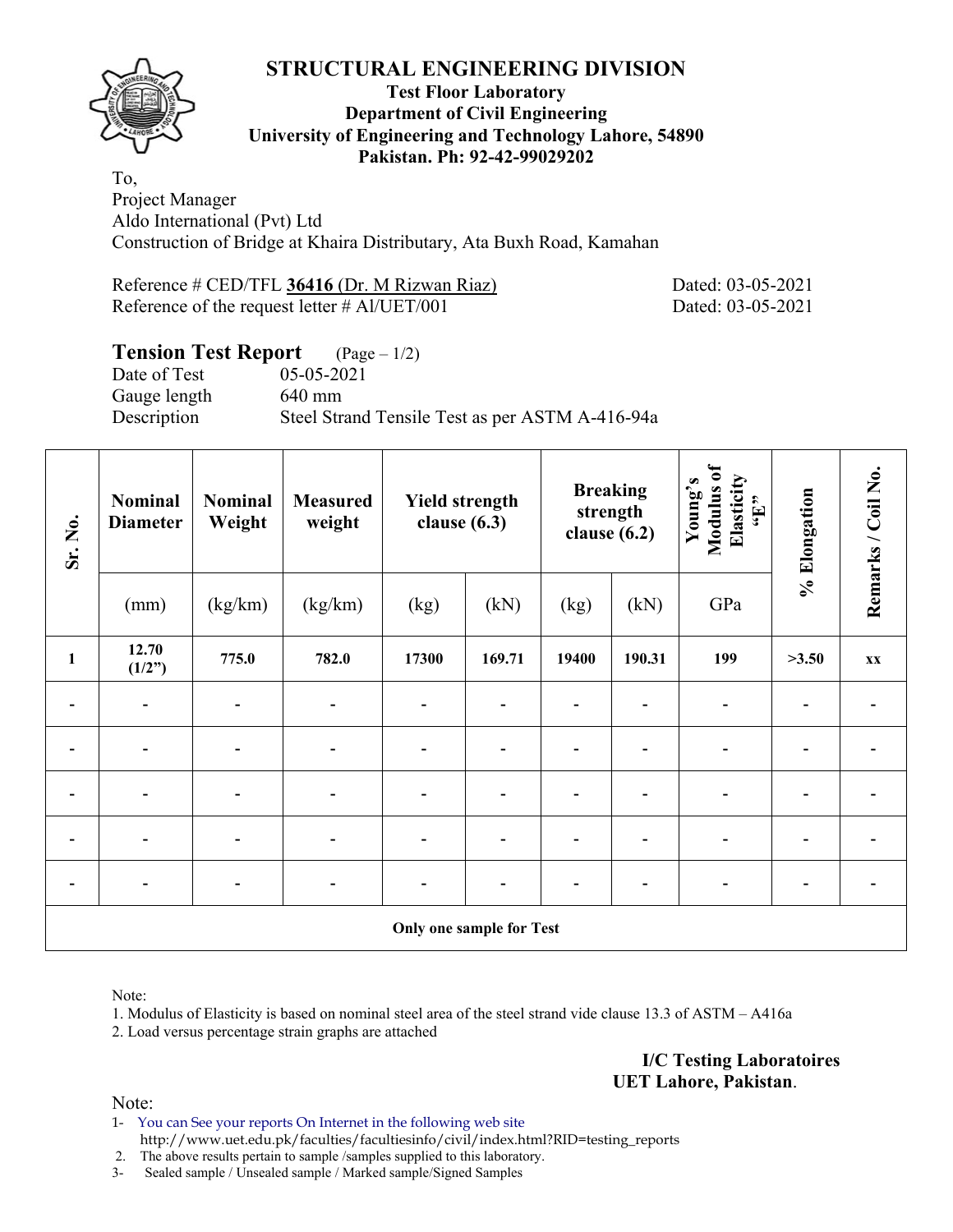# STRUCTURAL ENGINEERING DIVISION

**Test Floor Laboratory**
**Department of Civil Engineering**
**University of Engineering and Technology Lahore, 54890**
**Pakistan. Ph: 92-42-99029202**

To,
Project Manager
Aldo International (Pvt) Ltd
Construction of Bridge at Khaira Distributary, Ata Buxh Road, Kamahan

Reference # CED/TFL **36416** (Dr. M Rizwan Riaz) Dated: 03-05-2021
Reference of the request letter # Al/UET/001 Dated: 03-05-2021

## Tension Test Report (Page – 1/2)

Date of Test 05-05-2021
Gauge length 640 mm
Description Steel Strand Tensile Test as per ASTM A-416-94a

| Sr. No. | Nominal Diameter | Nominal Weight | Measured weight | Yield strength clause (6.3) | | Breaking strength clause (6.2) | | Young's Modulus of Elasticity "E" | % Elongation | Remarks / Coil No. |
|---|---|---|---|---|---|---|---|---|---|---|
| | (mm) | (kg/km) | (kg/km) | (kg) | (kN) | (kg) | (kN) | GPa | | |
| **1** | **12.70 (1/2")** | **775.0** | **782.0** | **17300** | **169.71** | **19400** | **190.31** | **199** | **>3.50** | **xx** |
| - | - | - | - | - | - | - | - | - | - | - |
| - | - | - | - | - | - | - | - | - | - | - |
| - | - | - | - | - | - | - | - | - | - | - |
| - | - | - | - | - | - | - | - | - | - | - |
| - | - | - | - | - | - | - | - | - | - | - |
| **Only one sample for Test** | | | | | | | | | | |

Note:
1. Modulus of Elasticity is based on nominal steel area of the steel strand vide clause 13.3 of ASTM – A416a
2. Load versus percentage strain graphs are attached

**I/C Testing Laboratoires**
**UET Lahore, Pakistan**.

Note:
1- You can See your reports On Internet in the following web site
http://www.uet.edu.pk/faculties/facultiesinfo/civil/index.html?RID=testing_reports
2. The above results pertain to sample /samples supplied to this laboratory.
3- Sealed sample / Unsealed sample / Marked sample/Signed Samples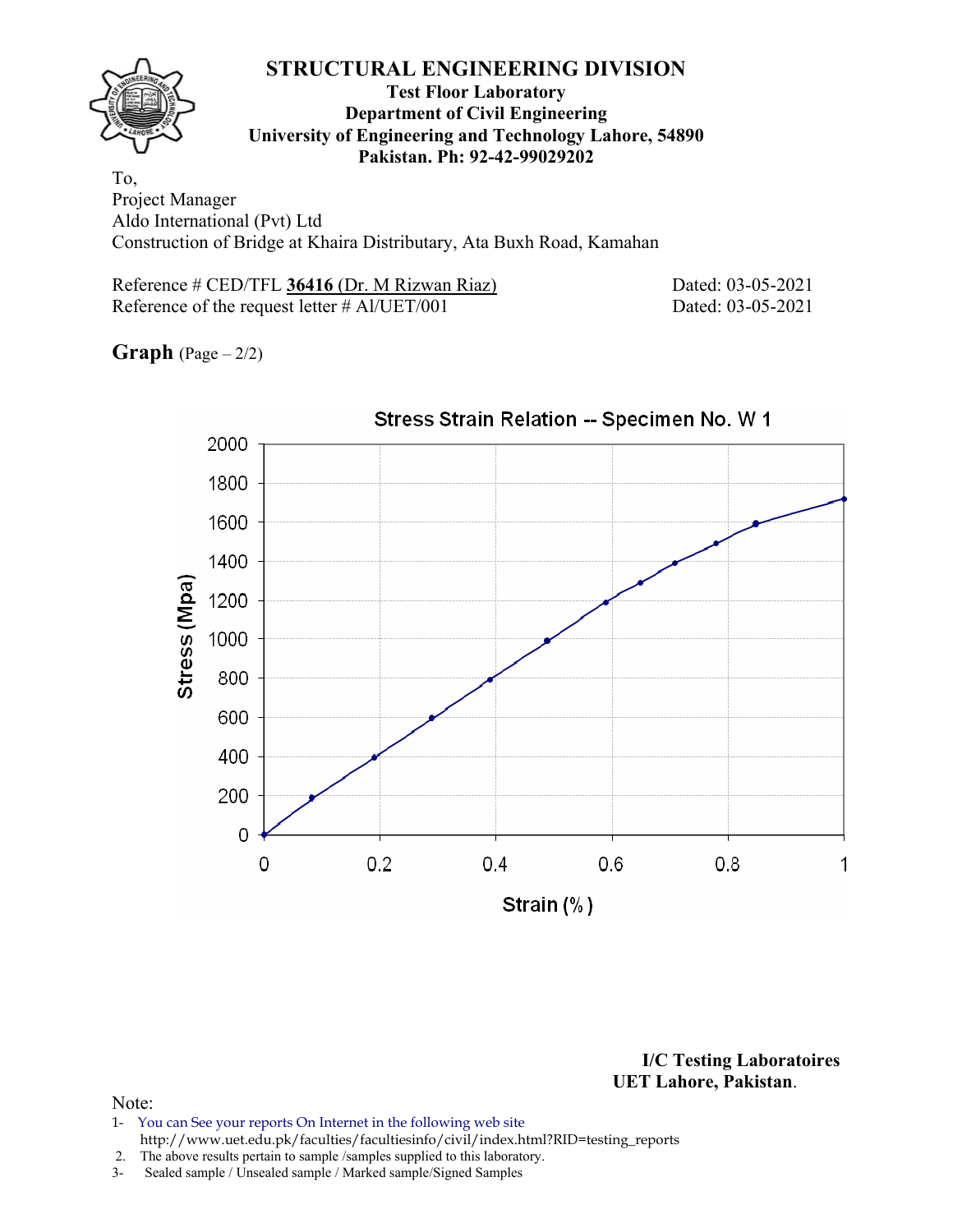# STRUCTURAL ENGINEERING DIVISION

**Test Floor Laboratory**
**Department of Civil Engineering**
**University of Engineering and Technology Lahore, 54890**
**Pakistan. Ph: 92-42-99029202**

To,
Project Manager
Aldo International (Pvt) Ltd
Construction of Bridge at Khaira Distributary, Ata Buxh Road, Kamahan

Reference # CED/TFL **36416** (Dr. M Rizwan Riaz) Dated: 03-05-2021
Reference of the request letter # Al/UET/001 Dated: 03-05-2021

**Graph** (Page – 2/2)

Stress Strain Relation -- Specimen No. W 1

Stress (Mpa)

2000
1800
1600
1400
1200
1000
800
600
400
200
0

0 0.2 0.4 0.6 0.8 1

Strain (%)

**I/C Testing Laboratoires**
**UET Lahore, Pakistan.**

Note:

1- You can See your reports On Internet in the following web site
http://www.uet.edu.pk/faculties/facultiesinfo/civil/index.html?RID=testing_reports
2. The above results pertain to sample /samples supplied to this laboratory.
3- Sealed sample / Unsealed sample / Marked sample/Signed Samples